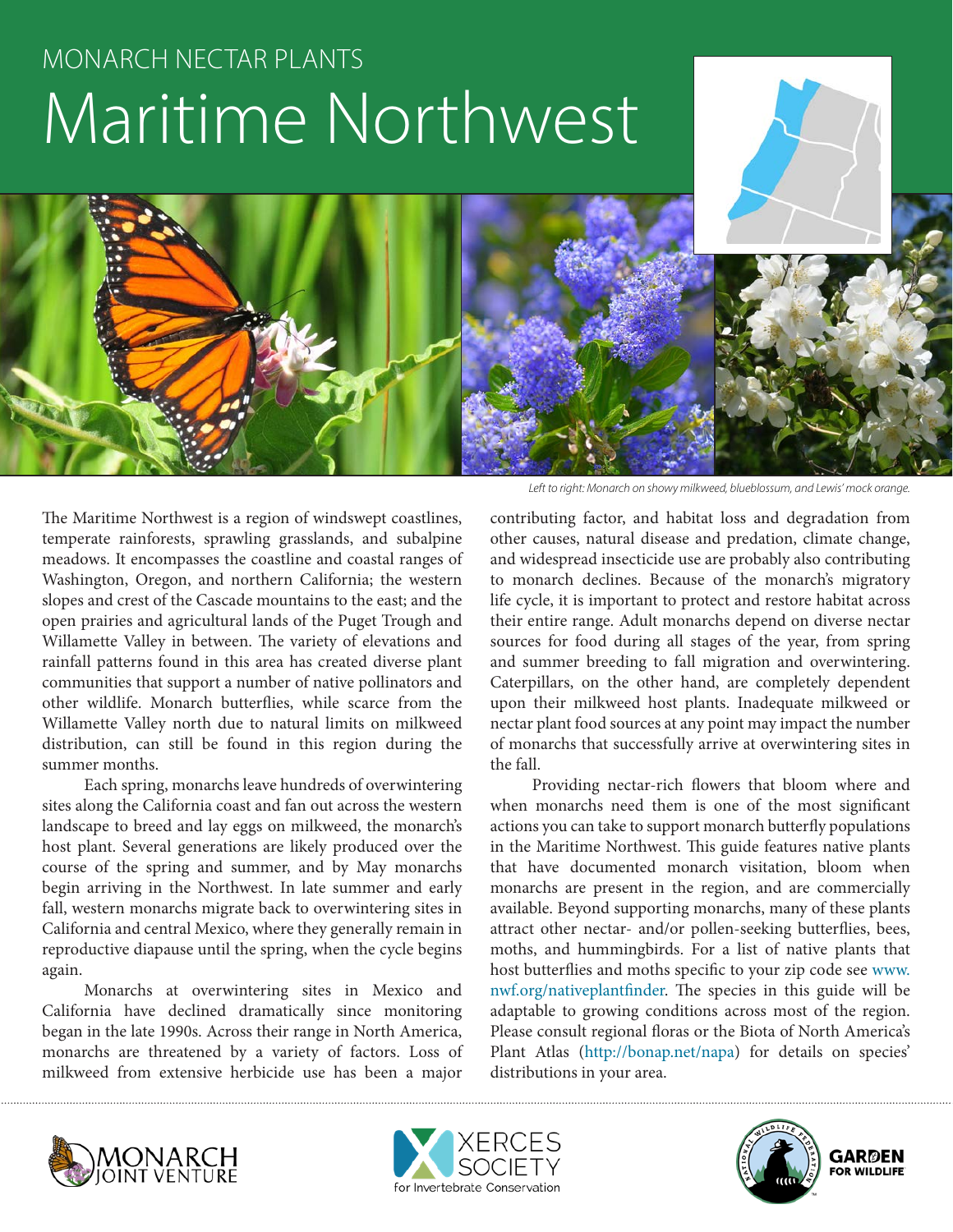MONARCH NECTAR PLANTS

# Maritime Northwest

*Left to right: Monarch on showy milkweed, blueblossum, and Lewis' mock orange.*

The Maritime Northwest is a region of windswept coastlines, temperate rainforests, sprawling grasslands, and subalpine meadows. It encompasses the coastline and coastal ranges of Washington, Oregon, and northern California; the western slopes and crest of the Cascade mountains to the east; and the open prairies and agricultural lands of the Puget Trough and Willamette Valley in between. The variety of elevations and rainfall patterns found in this area has created diverse plant communities that support a number of native pollinators and other wildlife. Monarch butterflies, while scarce from the Willamette Valley north due to natural limits on milkweed distribution, can still be found in this region during the summer months.

Each spring, monarchs leave hundreds of overwintering sites along the California coast and fan out across the western landscape to breed and lay eggs on milkweed, the monarch's host plant. Several generations are likely produced over the course of the spring and summer, and by May monarchs begin arriving in the Northwest. In late summer and early fall, western monarchs migrate back to overwintering sites in California and central Mexico, where they generally remain in reproductive diapause until the spring, when the cycle begins again.

Monarchs at overwintering sites in Mexico and California have declined dramatically since monitoring began in the late 1990s. Across their range in North America, monarchs are threatened by a variety of factors. Loss of milkweed from extensive herbicide use has been a major contributing factor, and habitat loss and degradation from other causes, natural disease and predation, climate change, and widespread insecticide use are probably also contributing to monarch declines. Because of the monarch's migratory life cycle, it is important to protect and restore habitat across their entire range. Adult monarchs depend on diverse nectar sources for food during all stages of the year, from spring and summer breeding to fall migration and overwintering. Caterpillars, on the other hand, are completely dependent upon their milkweed host plants. Inadequate milkweed or nectar plant food sources at any point may impact the number of monarchs that successfully arrive at overwintering sites in the fall.

Providing nectar-rich flowers that bloom where and when monarchs need them is one of the most significant actions you can take to support monarch butterfly populations in the Maritime Northwest. This guide features native plants that have documented monarch visitation, bloom when monarchs are present in the region, and are commercially available. Beyond supporting monarchs, many of these plants attract other nectar- and/or pollen-seeking butterflies, bees, moths, and hummingbirds. For a list of native plants that host butterflies and moths specific to your zip code see www.nwf.org/nativeplantfinder. The species in this guide will be adaptable to growing conditions across most of the region. Please consult regional floras or the Biota of North America's Plant Atlas (http://bonap.net/napa) for details on species' distributions in your area.

MONARCH JOINT VENTURE

XERCES SOCIETY for Invertebrate Conservation

NATIONAL WILDLIFE FEDERATION — GARDEN FOR WILDLIFE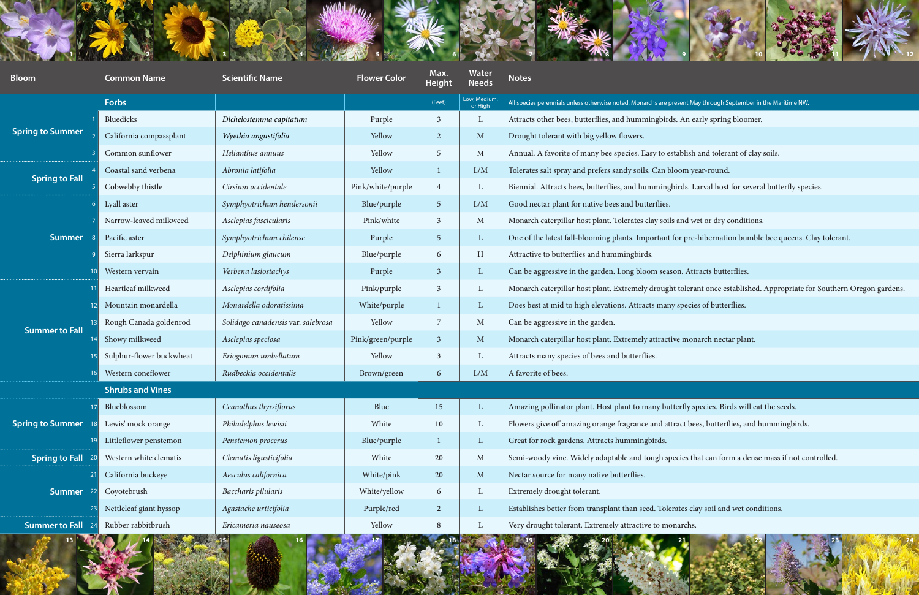| Bloom | # | Common Name | Scientific Name | Flower Color | Max. Height | Water Needs | Notes |
|---|---|---|---|---|---|---|---|
| | | **Forbs** | | | (Feet) | Low, Medium, or High | All species perennials unless otherwise noted. Monarchs are present May through September in the Maritime NW. |
| Spring to Summer | 1 | Bluedicks | *Dichelostemma capitatum* | Purple | 3 | L | Attracts other bees, butterflies, and hummingbirds. An early spring bloomer. |
| | 2 | California compassplant | *Wyethia angustifolia* | Yellow | 2 | M | Drought tolerant with big yellow flowers. |
| | 3 | Common sunflower | *Helianthus annuus* | Yellow | 5 | M | Annual. A favorite of many bee species. Easy to establish and tolerant of clay soils. |
| Spring to Fall | 4 | Coastal sand verbena | *Abronia latifolia* | Yellow | 1 | L/M | Tolerates salt spray and prefers sandy soils. Can bloom year-round. |
| | 5 | Cobwebby thistle | *Cirsium occidentale* | Pink/white/purple | 4 | L | Biennial. Attracts bees, butterflies, and hummingbirds. Larval host for several butterfly species. |
| Summer | 6 | Lyall aster | *Symphyotrichum hendersonii* | Blue/purple | 5 | L/M | Good nectar plant for native bees and butterflies. |
| | 7 | Narrow-leaved milkweed | *Asclepias fascicularis* | Pink/white | 3 | M | Monarch caterpillar host plant. Tolerates clay soils and wet or dry conditions. |
| | 8 | Pacific aster | *Symphyotrichum chilense* | Purple | 5 | L | One of the latest fall-blooming plants. Important for pre-hibernation bumble bee queens. Clay tolerant. |
| | 9 | Sierra larkspur | *Delphinium glaucum* | Blue/purple | 6 | H | Attractive to butterflies and hummingbirds. |
| | 10 | Western vervain | *Verbena lasiostachys* | Purple | 3 | L | Can be aggressive in the garden. Long bloom season. Attracts butterflies. |
| Summer to Fall | 11 | Heartleaf milkweed | *Asclepias cordifolia* | Pink/purple | 3 | L | Monarch caterpillar host plant. Extremely drought tolerant once established. Appropriate for Southern Oregon gardens. |
| | 12 | Mountain monardella | *Monardella odoratissima* | White/purple | 1 | L | Does best at mid to high elevations. Attracts many species of butterflies. |
| | 13 | Rough Canada goldenrod | *Solidago canadensis* var. *salebrosa* | Yellow | 7 | M | Can be aggressive in the garden. |
| | 14 | Showy milkweed | *Asclepias speciosa* | Pink/green/purple | 3 | M | Monarch caterpillar host plant. Extremely attractive monarch nectar plant. |
| | 15 | Sulphur-flower buckwheat | *Eriogonum umbellatum* | Yellow | 3 | L | Attracts many species of bees and butterflies. |
| | 16 | Western coneflower | *Rudbeckia occidentalis* | Brown/green | 6 | L/M | A favorite of bees. |
| | | **Shrubs and Vines** | | | | | |
| Spring to Summer | 17 | Blueblossom | *Ceanothus thyrsiflorus* | Blue | 15 | L | Amazing pollinator plant. Host plant to many butterfly species. Birds will eat the seeds. |
| | 18 | Lewis' mock orange | *Philadelphus lewisii* | White | 10 | L | Flowers give off amazing orange fragrance and attract bees, butterflies, and hummingbirds. |
| | 19 | Littleflower penstemon | *Penstemon procerus* | Blue/purple | 1 | L | Great for rock gardens. Attracts hummingbirds. |
| Spring to Fall | 20 | Western white clematis | *Clematis ligusticifolia* | White | 20 | M | Semi-woody vine. Widely adaptable and tough species that can form a dense mass if not controlled. |
| Summer | 21 | California buckeye | *Aesculus californica* | White/pink | 20 | M | Nectar source for many native butterflies. |
| | 22 | Coyotebrush | *Baccharis pilularis* | White/yellow | 6 | L | Extremely drought tolerant. |
| | 23 | Nettleleaf giant hyssop | *Agastache urticifolia* | Purple/red | 2 | L | Establishes better from transplant than seed. Tolerates clay soil and wet conditions. |
| Summer to Fall | 24 | Rubber rabbitbrush | *Ericameria nauseosa* | Yellow | 8 | L | Very drought tolerant. Extremely attractive to monarchs. |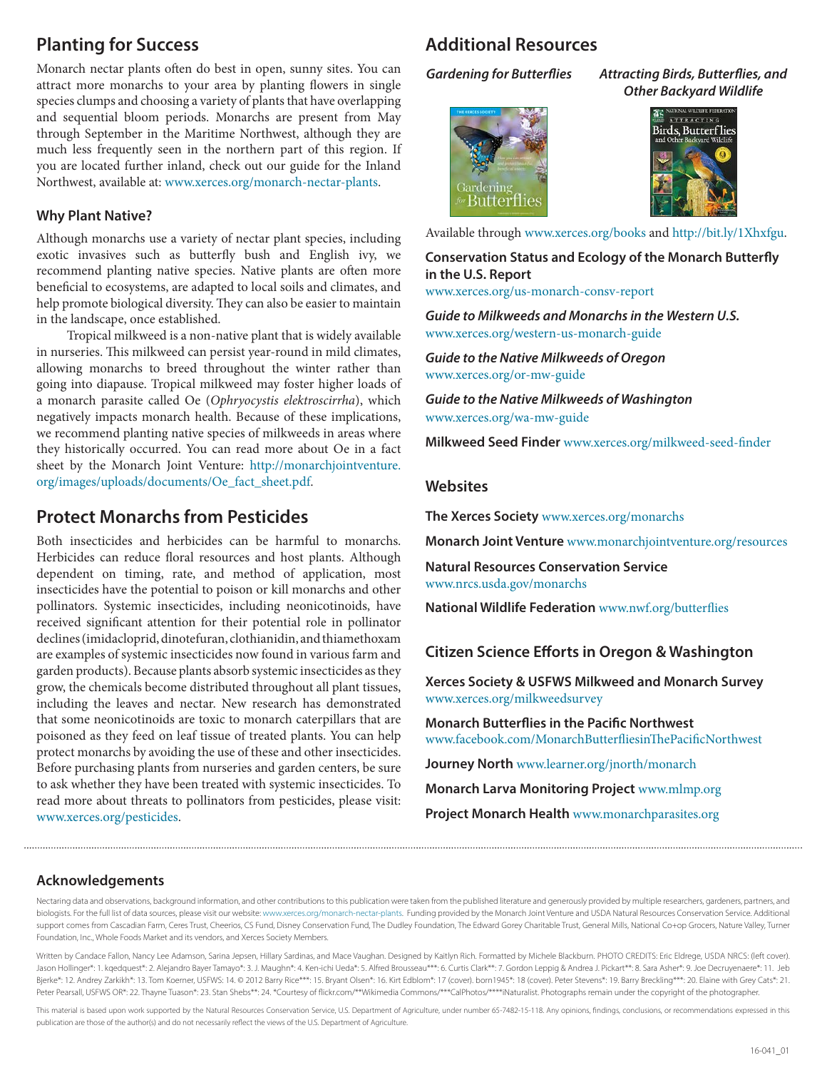## Planting for Success

Monarch nectar plants often do best in open, sunny sites. You can attract more monarchs to your area by planting flowers in single species clumps and choosing a variety of plants that have overlapping and sequential bloom periods. Monarchs are present from May through September in the Maritime Northwest, although they are much less frequently seen in the northern part of this region. If you are located further inland, check out our guide for the Inland Northwest, available at: www.xerces.org/monarch-nectar-plants.

### Why Plant Native?

Although monarchs use a variety of nectar plant species, including exotic invasives such as butterfly bush and English ivy, we recommend planting native species. Native plants are often more beneficial to ecosystems, are adapted to local soils and climates, and help promote biological diversity. They can also be easier to maintain in the landscape, once established.

Tropical milkweed is a non-native plant that is widely available in nurseries. This milkweed can persist year-round in mild climates, allowing monarchs to breed throughout the winter rather than going into diapause. Tropical milkweed may foster higher loads of a monarch parasite called Oe (*Ophryocystis elektroscirrha*), which negatively impacts monarch health. Because of these implications, we recommend planting native species of milkweeds in areas where they historically occurred. You can read more about Oe in a fact sheet by the Monarch Joint Venture: http://monarchjointventure.org/images/uploads/documents/Oe_fact_sheet.pdf.

## Protect Monarchs from Pesticides

Both insecticides and herbicides can be harmful to monarchs. Herbicides can reduce floral resources and host plants. Although dependent on timing, rate, and method of application, most insecticides have the potential to poison or kill monarchs and other pollinators. Systemic insecticides, including neonicotinoids, have received significant attention for their potential role in pollinator declines (imidacloprid, dinotefuran, clothianidin, and thiamethoxam are examples of systemic insecticides now found in various farm and garden products). Because plants absorb systemic insecticides as they grow, the chemicals become distributed throughout all plant tissues, including the leaves and nectar. New research has demonstrated that some neonicotinoids are toxic to monarch caterpillars that are poisoned as they feed on leaf tissue of treated plants. You can help protect monarchs by avoiding the use of these and other insecticides. Before purchasing plants from nurseries and garden centers, be sure to ask whether they have been treated with systemic insecticides. To read more about threats to pollinators from pesticides, please visit: www.xerces.org/pesticides.

## Additional Resources

***Gardening for Butterflies***

***Attracting Birds, Butterflies, and Other Backyard Wildlife***

Available through www.xerces.org/books and http://bit.ly/1Xhxfgu.

**Conservation Status and Ecology of the Monarch Butterfly in the U.S. Report**
www.xerces.org/us-monarch-consv-report

***Guide to Milkweeds and Monarchs in the Western U.S.***
www.xerces.org/western-us-monarch-guide

***Guide to the Native Milkweeds of Oregon***
www.xerces.org/or-mw-guide

***Guide to the Native Milkweeds of Washington***
www.xerces.org/wa-mw-guide

**Milkweed Seed Finder** www.xerces.org/milkweed-seed-finder

### Websites

**The Xerces Society** www.xerces.org/monarchs

**Monarch Joint Venture** www.monarchjointventure.org/resources

**Natural Resources Conservation Service**
www.nrcs.usda.gov/monarchs

**National Wildlife Federation** www.nwf.org/butterflies

### Citizen Science Efforts in Oregon & Washington

**Xerces Society & USFWS Milkweed and Monarch Survey**
www.xerces.org/milkweedsurvey

**Monarch Butterflies in the Pacific Northwest**
www.facebook.com/MonarchButterfliesinThePacificNorthwest

**Journey North** www.learner.org/jnorth/monarch

**Monarch Larva Monitoring Project** www.mlmp.org

**Project Monarch Health** www.monarchparasites.org

## Acknowledgements

Nectaring data and observations, background information, and other contributions to this publication were taken from the published literature and generously provided by multiple researchers, gardeners, partners, and biologists. For the full list of data sources, please visit our website: www.xerces.org/monarch-nectar-plants. Funding provided by the Monarch Joint Venture and USDA Natural Resources Conservation Service. Additional support comes from Cascadian Farm, Ceres Trust, Cheerios, CS Fund, Disney Conservation Fund, The Dudley Foundation, The Edward Gorey Charitable Trust, General Mills, National Co+op Grocers, Nature Valley, Turner Foundation, Inc., Whole Foods Market and its vendors, and Xerces Society Members.

Written by Candace Fallon, Nancy Lee Adamson, Sarina Jepsen, Hillary Sardinas, and Mace Vaughan. Designed by Kaitlyn Rich. Formatted by Michele Blackburn. PHOTO CREDITS: Eric Eldrege, USDA NRCS: (left cover). Jason Hollinger*: 1. kqedquest*: 2. Alejandro Bayer Tamayo*: 3. J. Maughn*: 4. Ken-ichi Ueda*: 5. Alfred Brousseau***: 6. Curtis Clark**: 7. Gordon Leppig & Andrea J. Pickart**: 8. Sara Asher*: 9. Joe Decruyenaere*: 11. Jeb Bjerke*: 12. Andrey Zarkikh*: 13. Tom Koerner, USFWS: 14. © 2012 Barry Rice***: 15. Bryant Olsen*: 16. Kirt Edblom*: 17 (cover). born1945*: 18 (cover). Peter Stevens*: 19. Barry Breckling***: 20. Elaine with Grey Cats*: 21. Peter Pearsall, USFWS OR*: 22. Thayne Tuason*: 23. Stan Shebs**: 24. *Courtesy of flickr.com/**Wikimedia Commons/***CalPhotos/****iNaturalist. Photographs remain under the copyright of the photographer.

This material is based upon work supported by the Natural Resources Conservation Service, U.S. Department of Agriculture, under number 65-7482-15-118. Any opinions, findings, conclusions, or recommendations expressed in this publication are those of the author(s) and do not necessarily reflect the views of the U.S. Department of Agriculture.

16-041_01